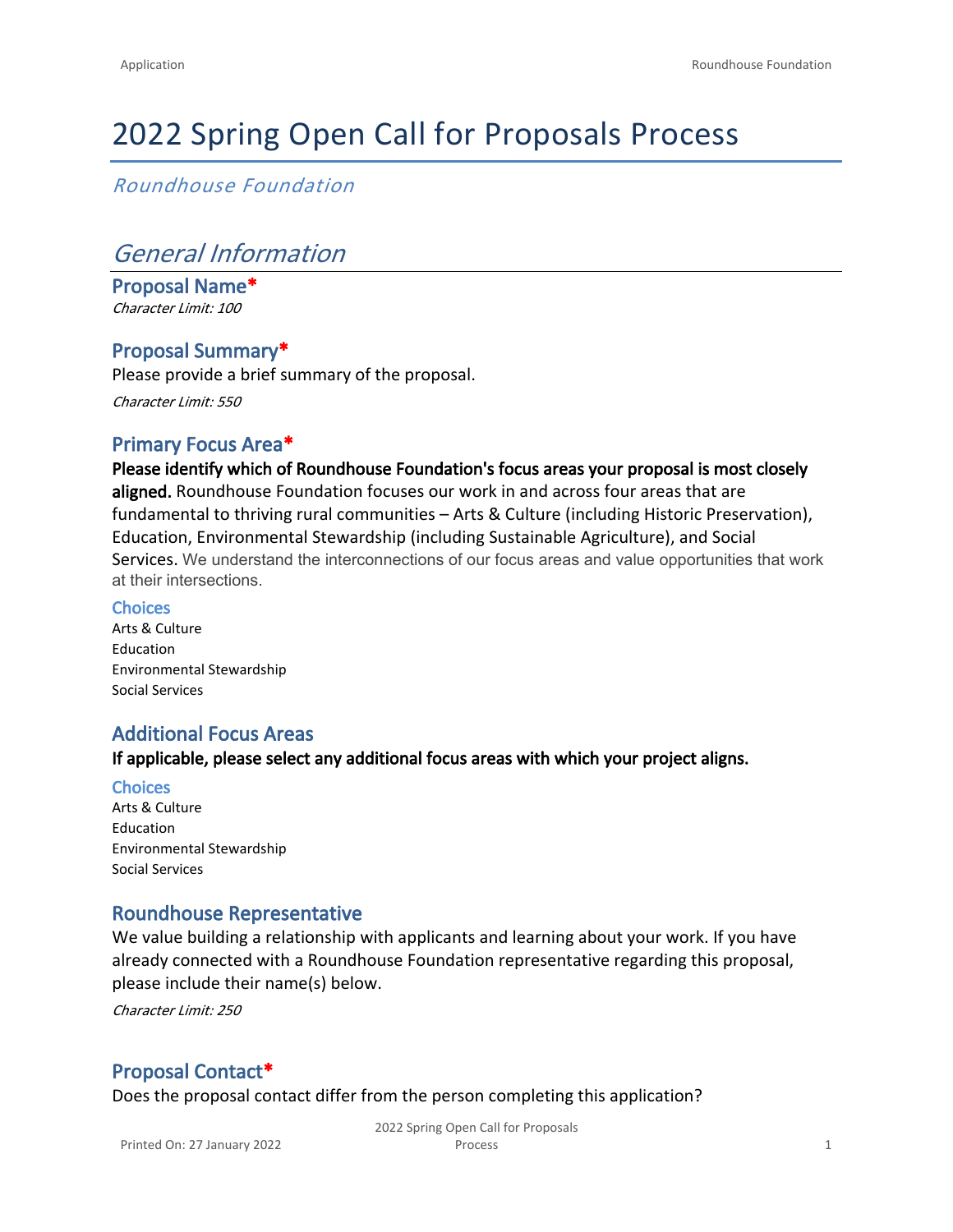# 2022 Spring Open Call for Proposals Process

*Roundhouse Foundation*

## *General Information*

### Proposal Name*

*Character Limit: 100*

### Proposal Summary*

Please provide a brief summary of the proposal.

*Character Limit: 550*

### Primary Focus Area*

**Please identify which of Roundhouse Foundation's focus areas your proposal is most closely aligned.** Roundhouse Foundation focuses our work in and across four areas that are fundamental to thriving rural communities – Arts & Culture (including Historic Preservation), Education, Environmental Stewardship (including Sustainable Agriculture), and Social Services. We understand the interconnections of our focus areas and value opportunities that work at their intersections.

#### Choices

Arts & Culture
Education
Environmental Stewardship
Social Services

### Additional Focus Areas

**If applicable, please select any additional focus areas with which your project aligns.**

#### Choices

Arts & Culture
Education
Environmental Stewardship
Social Services

### Roundhouse Representative

We value building a relationship with applicants and learning about your work. If you have already connected with a Roundhouse Foundation representative regarding this proposal, please include their name(s) below.

*Character Limit: 250*

### Proposal Contact*

Does the proposal contact differ from the person completing this application?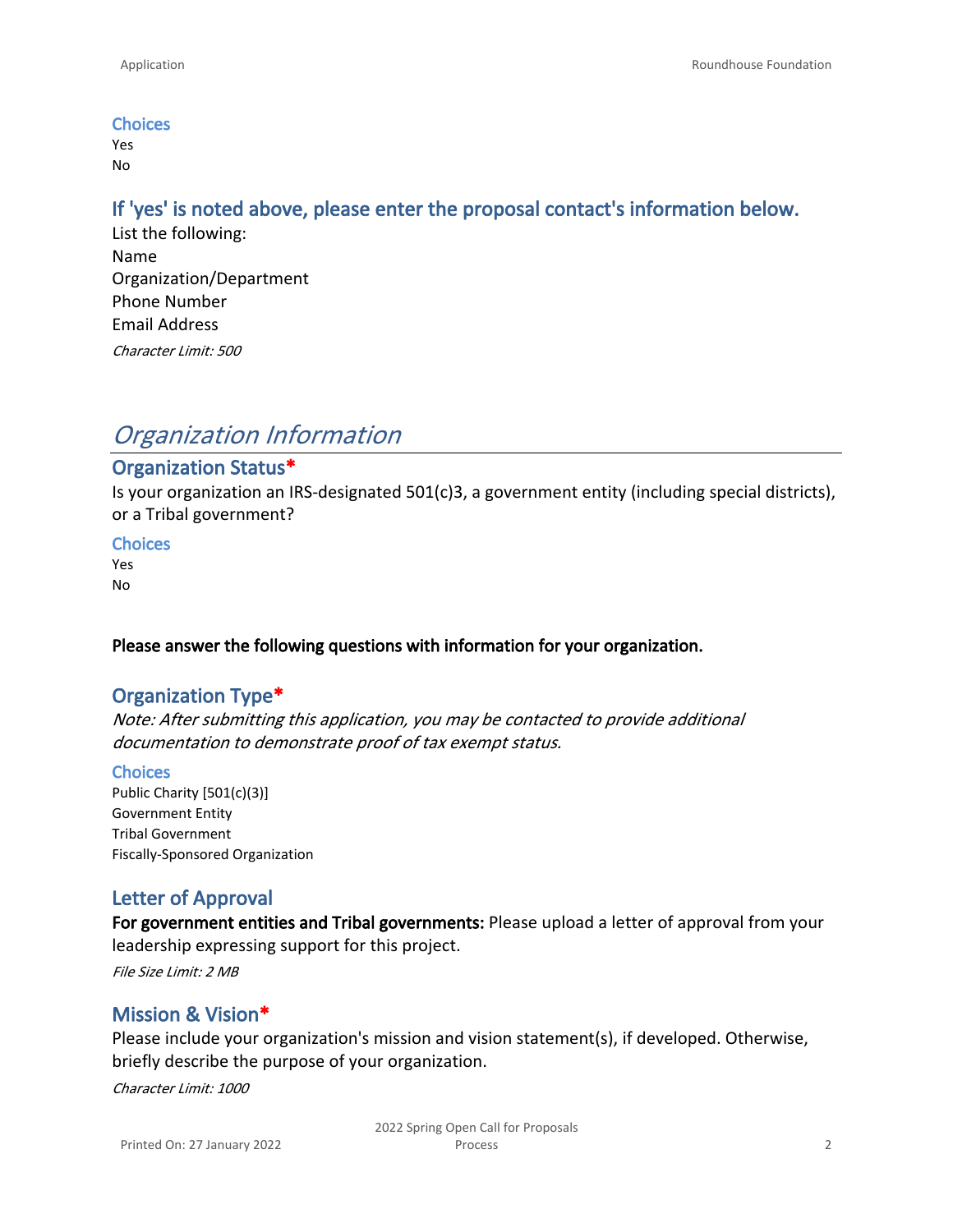### Choices

Yes
No

### If 'yes' is noted above, please enter the proposal contact's information below.

List the following:
Name
Organization/Department
Phone Number
Email Address

*Character Limit: 500*

## *Organization Information*

### Organization Status*

Is your organization an IRS-designated 501(c)3, a government entity (including special districts), or a Tribal government?

### Choices

Yes
No

**Please answer the following questions with information for your organization.**

### Organization Type*

*Note: After submitting this application, you may be contacted to provide additional documentation to demonstrate proof of tax exempt status.*

### Choices

Public Charity [501(c)(3)]
Government Entity
Tribal Government
Fiscally-Sponsored Organization

### Letter of Approval

**For government entities and Tribal governments:** Please upload a letter of approval from your leadership expressing support for this project.

*File Size Limit: 2 MB*

### Mission & Vision*

Please include your organization's mission and vision statement(s), if developed. Otherwise, briefly describe the purpose of your organization.

*Character Limit: 1000*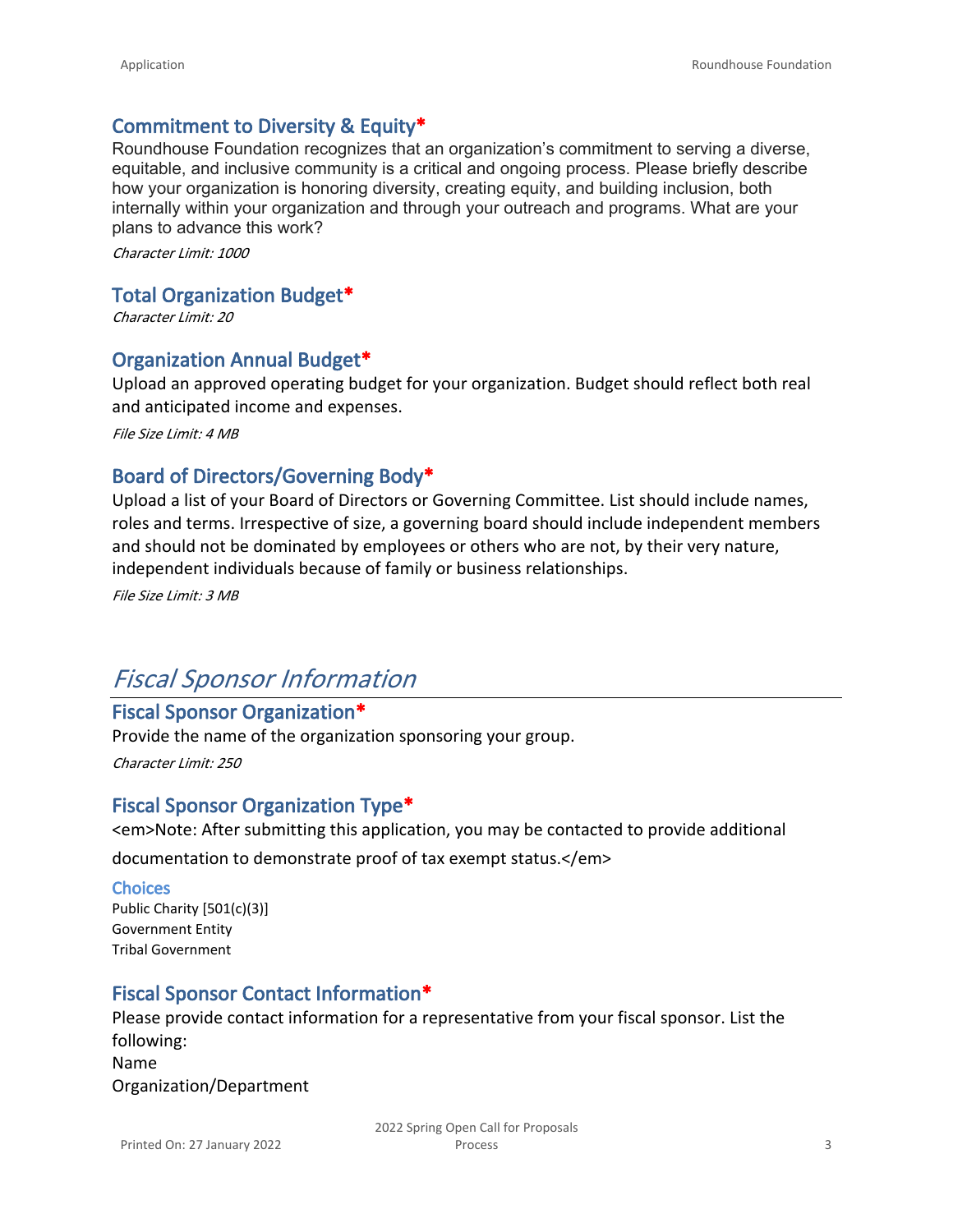### Commitment to Diversity & Equity*

Roundhouse Foundation recognizes that an organization's commitment to serving a diverse, equitable, and inclusive community is a critical and ongoing process. Please briefly describe how your organization is honoring diversity, creating equity, and building inclusion, both internally within your organization and through your outreach and programs. What are your plans to advance this work?

*Character Limit: 1000*

### Total Organization Budget*

*Character Limit: 20*

### Organization Annual Budget*

Upload an approved operating budget for your organization. Budget should reflect both real and anticipated income and expenses.

*File Size Limit: 4 MB*

### Board of Directors/Governing Body*

Upload a list of your Board of Directors or Governing Committee. List should include names, roles and terms. Irrespective of size, a governing board should include independent members and should not be dominated by employees or others who are not, by their very nature, independent individuals because of family or business relationships.

*File Size Limit: 3 MB*

## *Fiscal Sponsor Information*

### Fiscal Sponsor Organization*

Provide the name of the organization sponsoring your group.

*Character Limit: 250*

### Fiscal Sponsor Organization Type*

<em>Note: After submitting this application, you may be contacted to provide additional documentation to demonstrate proof of tax exempt status.</em>

#### Choices

Public Charity [501(c)(3)]
Government Entity
Tribal Government

### Fiscal Sponsor Contact Information*

Please provide contact information for a representative from your fiscal sponsor. List the following:
Name
Organization/Department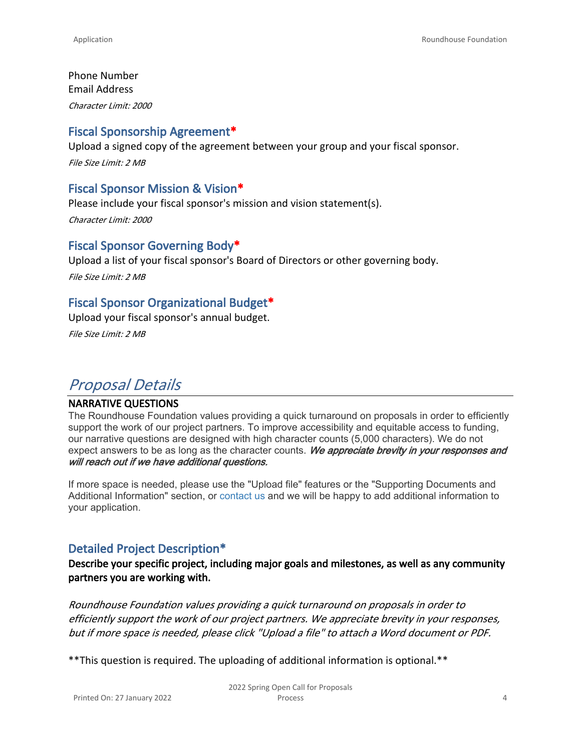Phone Number
Email Address

*Character Limit: 2000*

### Fiscal Sponsorship Agreement*

Upload a signed copy of the agreement between your group and your fiscal sponsor.

*File Size Limit: 2 MB*

### Fiscal Sponsor Mission & Vision*

Please include your fiscal sponsor's mission and vision statement(s).

*Character Limit: 2000*

### Fiscal Sponsor Governing Body*

Upload a list of your fiscal sponsor's Board of Directors or other governing body.

*File Size Limit: 2 MB*

### Fiscal Sponsor Organizational Budget*

Upload your fiscal sponsor's annual budget.

*File Size Limit: 2 MB*

## *Proposal Details*

**NARRATIVE QUESTIONS**

The Roundhouse Foundation values providing a quick turnaround on proposals in order to efficiently support the work of our project partners. To improve accessibility and equitable access to funding, our narrative questions are designed with high character counts (5,000 characters). We do not expect answers to be as long as the character counts. ***We appreciate brevity in your responses and will reach out if we have additional questions.***

If more space is needed, please use the "Upload file" features or the "Supporting Documents and Additional Information" section, or contact us and we will be happy to add additional information to your application.

### Detailed Project Description*

**Describe your specific project, including major goals and milestones, as well as any community partners you are working with.**

*Roundhouse Foundation values providing a quick turnaround on proposals in order to efficiently support the work of our project partners. We appreciate brevity in your responses, but if more space is needed, please click "Upload a file" to attach a Word document or PDF.*

**This question is required. The uploading of additional information is optional.**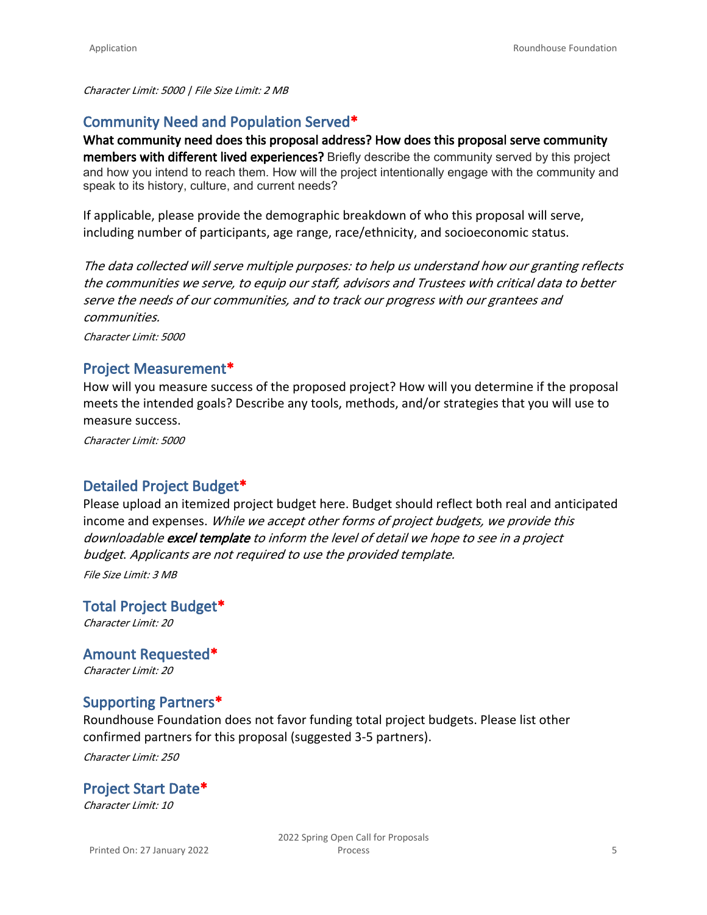*Character Limit: 5000 | File Size Limit: 2 MB*

## Community Need and Population Served*

**What community need does this proposal address? How does this proposal serve community members with different lived experiences?** Briefly describe the community served by this project and how you intend to reach them. How will the project intentionally engage with the community and speak to its history, culture, and current needs?

If applicable, please provide the demographic breakdown of who this proposal will serve, including number of participants, age range, race/ethnicity, and socioeconomic status.

*The data collected will serve multiple purposes: to help us understand how our granting reflects the communities we serve, to equip our staff, advisors and Trustees with critical data to better serve the needs of our communities, and to track our progress with our grantees and communities.*

*Character Limit: 5000*

## Project Measurement*

How will you measure success of the proposed project? How will you determine if the proposal meets the intended goals? Describe any tools, methods, and/or strategies that you will use to measure success.

*Character Limit: 5000*

## Detailed Project Budget*

Please upload an itemized project budget here. Budget should reflect both real and anticipated income and expenses. *While we accept other forms of project budgets, we provide this downloadable **excel template** to inform the level of detail we hope to see in a project budget. Applicants are not required to use the provided template.*

*File Size Limit: 3 MB*

## Total Project Budget*

*Character Limit: 20*

## Amount Requested*

*Character Limit: 20*

## Supporting Partners*

Roundhouse Foundation does not favor funding total project budgets. Please list other confirmed partners for this proposal (suggested 3-5 partners).

*Character Limit: 250*

## Project Start Date*

*Character Limit: 10*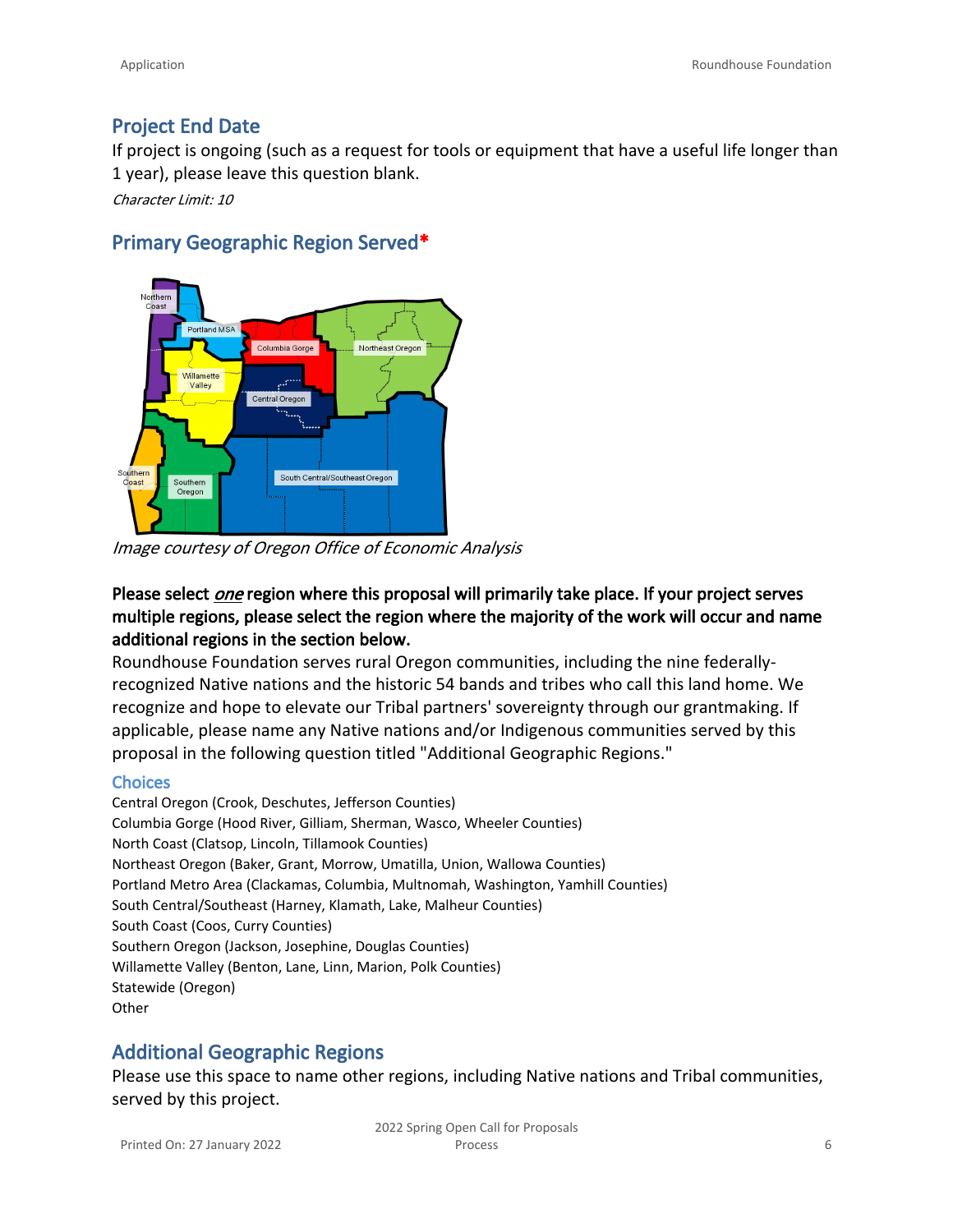## Project End Date

If project is ongoing (such as a request for tools or equipment that have a useful life longer than 1 year), please leave this question blank.

*Character Limit: 10*

## Primary Geographic Region Served*

*Image courtesy of Oregon Office of Economic Analysis*

**Please select *one* region where this proposal will primarily take place. If your project serves multiple regions, please select the region where the majority of the work will occur and name additional regions in the section below.**

Roundhouse Foundation serves rural Oregon communities, including the nine federally-recognized Native nations and the historic 54 bands and tribes who call this land home. We recognize and hope to elevate our Tribal partners' sovereignty through our grantmaking. If applicable, please name any Native nations and/or Indigenous communities served by this proposal in the following question titled "Additional Geographic Regions."

### Choices

Central Oregon (Crook, Deschutes, Jefferson Counties)
Columbia Gorge (Hood River, Gilliam, Sherman, Wasco, Wheeler Counties)
North Coast (Clatsop, Lincoln, Tillamook Counties)
Northeast Oregon (Baker, Grant, Morrow, Umatilla, Union, Wallowa Counties)
Portland Metro Area (Clackamas, Columbia, Multnomah, Washington, Yamhill Counties)
South Central/Southeast (Harney, Klamath, Lake, Malheur Counties)
South Coast (Coos, Curry Counties)
Southern Oregon (Jackson, Josephine, Douglas Counties)
Willamette Valley (Benton, Lane, Linn, Marion, Polk Counties)
Statewide (Oregon)
Other

## Additional Geographic Regions

Please use this space to name other regions, including Native nations and Tribal communities, served by this project.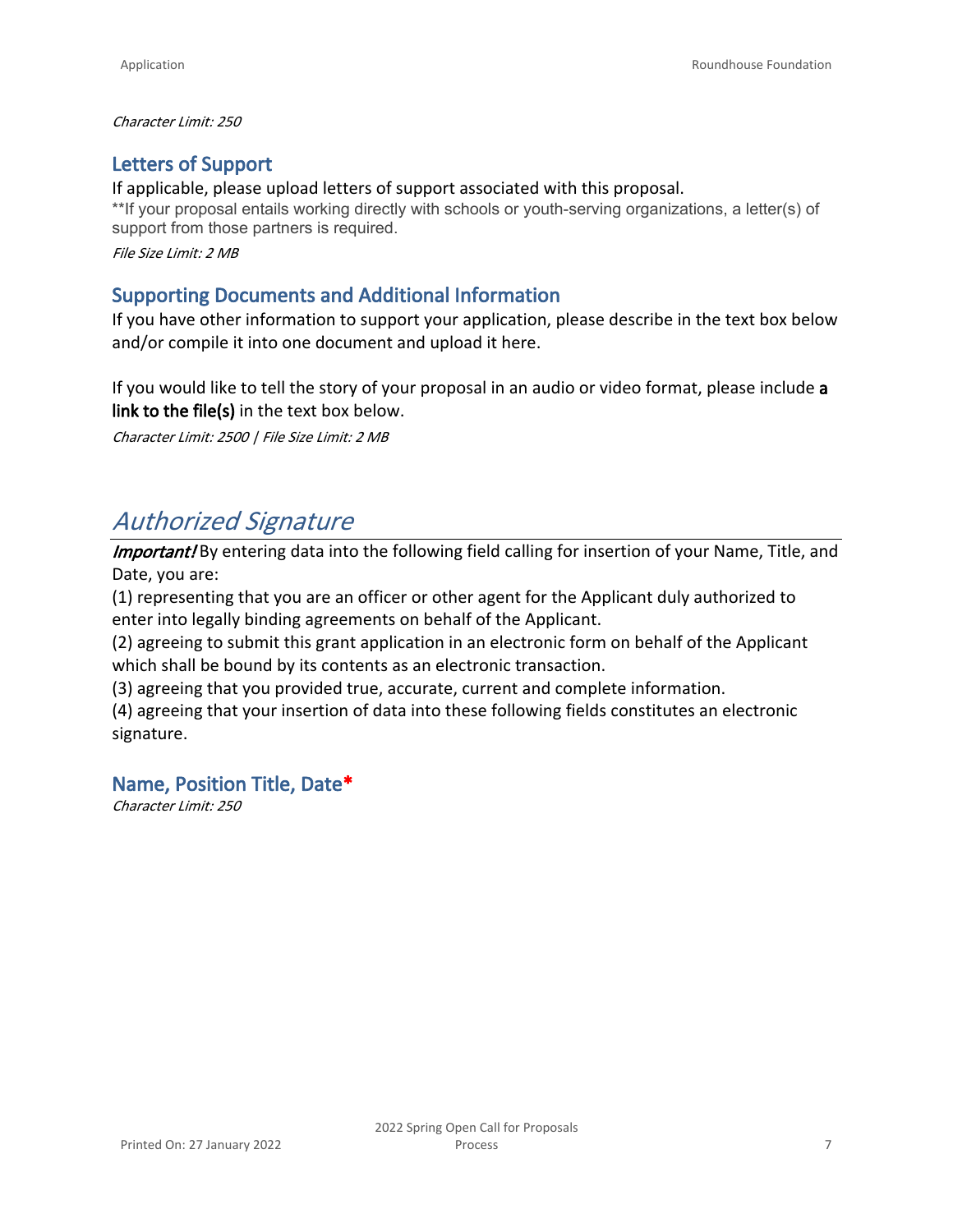*Character Limit: 250*

## Letters of Support

If applicable, please upload letters of support associated with this proposal.

**If your proposal entails working directly with schools or youth-serving organizations, a letter(s) of support from those partners is required.

*File Size Limit: 2 MB*

## Supporting Documents and Additional Information

If you have other information to support your application, please describe in the text box below and/or compile it into one document and upload it here.

If you would like to tell the story of your proposal in an audio or video format, please include **a link to the file(s)** in the text box below.

*Character Limit: 2500 | File Size Limit: 2 MB*

# *Authorized Signature*

***Important!*** By entering data into the following field calling for insertion of your Name, Title, and Date, you are:

(1) representing that you are an officer or other agent for the Applicant duly authorized to enter into legally binding agreements on behalf of the Applicant.

(2) agreeing to submit this grant application in an electronic form on behalf of the Applicant which shall be bound by its contents as an electronic transaction.

(3) agreeing that you provided true, accurate, current and complete information.

(4) agreeing that your insertion of data into these following fields constitutes an electronic signature.

## Name, Position Title, Date*

*Character Limit: 250*